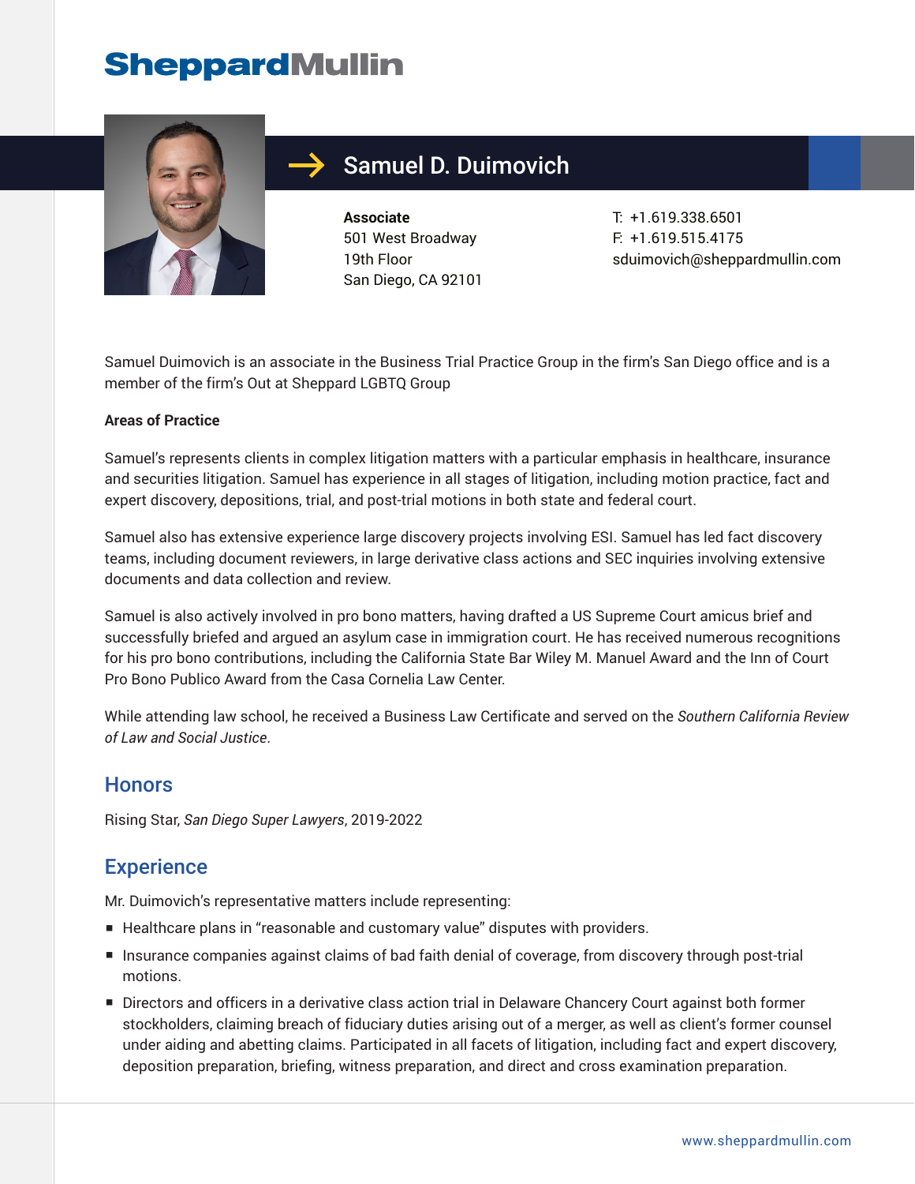SheppardMullin

# Samuel D. Duimovich

**Associate**
501 West Broadway
19th Floor
San Diego, CA 92101

T: +1.619.338.6501
F: +1.619.515.4175
sduimovich@sheppardmullin.com

Samuel Duimovich is an associate in the Business Trial Practice Group in the firm's San Diego office and is a member of the firm's Out at Sheppard LGBTQ Group

**Areas of Practice**

Samuel's represents clients in complex litigation matters with a particular emphasis in healthcare, insurance and securities litigation. Samuel has experience in all stages of litigation, including motion practice, fact and expert discovery, depositions, trial, and post-trial motions in both state and federal court.

Samuel also has extensive experience large discovery projects involving ESI. Samuel has led fact discovery teams, including document reviewers, in large derivative class actions and SEC inquiries involving extensive documents and data collection and review.

Samuel is also actively involved in pro bono matters, having drafted a US Supreme Court amicus brief and successfully briefed and argued an asylum case in immigration court. He has received numerous recognitions for his pro bono contributions, including the California State Bar Wiley M. Manuel Award and the Inn of Court Pro Bono Publico Award from the Casa Cornelia Law Center.

While attending law school, he received a Business Law Certificate and served on the *Southern California Review of Law and Social Justice*.

## Honors

Rising Star, *San Diego Super Lawyers*, 2019-2022

## Experience

Mr. Duimovich's representative matters include representing:

- Healthcare plans in "reasonable and customary value" disputes with providers.
- Insurance companies against claims of bad faith denial of coverage, from discovery through post-trial motions.
- Directors and officers in a derivative class action trial in Delaware Chancery Court against both former stockholders, claiming breach of fiduciary duties arising out of a merger, as well as client's former counsel under aiding and abetting claims. Participated in all facets of litigation, including fact and expert discovery, deposition preparation, briefing, witness preparation, and direct and cross examination preparation.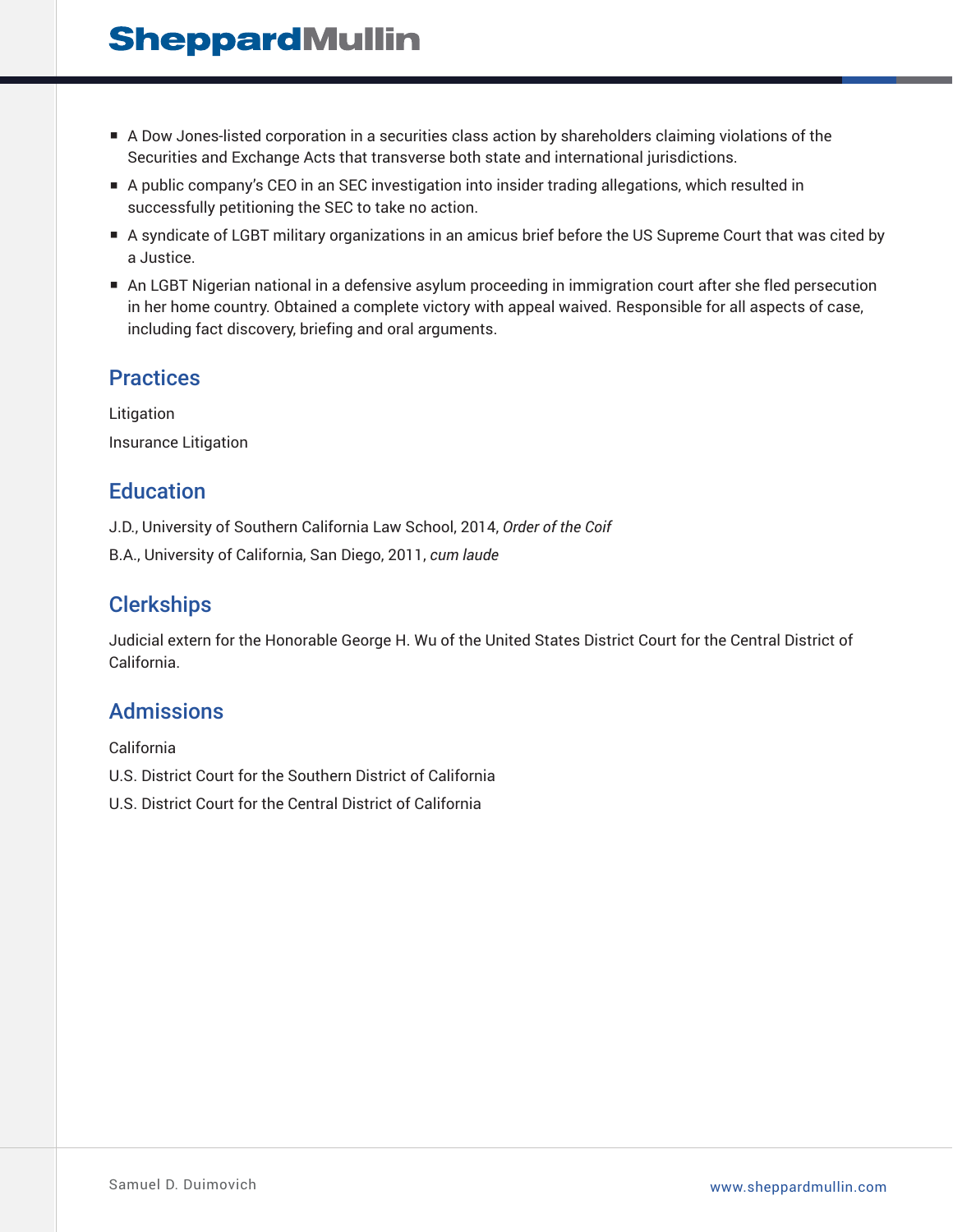- A Dow Jones-listed corporation in a securities class action by shareholders claiming violations of the Securities and Exchange Acts that transverse both state and international jurisdictions.
- A public company's CEO in an SEC investigation into insider trading allegations, which resulted in successfully petitioning the SEC to take no action.
- A syndicate of LGBT military organizations in an amicus brief before the US Supreme Court that was cited by a Justice.
- An LGBT Nigerian national in a defensive asylum proceeding in immigration court after she fled persecution in her home country. Obtained a complete victory with appeal waived. Responsible for all aspects of case, including fact discovery, briefing and oral arguments.

## Practices

Litigation

Insurance Litigation

## Education

J.D., University of Southern California Law School, 2014, *Order of the Coif*

B.A., University of California, San Diego, 2011, *cum laude*

## Clerkships

Judicial extern for the Honorable George H. Wu of the United States District Court for the Central District of California.

## Admissions

California

U.S. District Court for the Southern District of California

U.S. District Court for the Central District of California